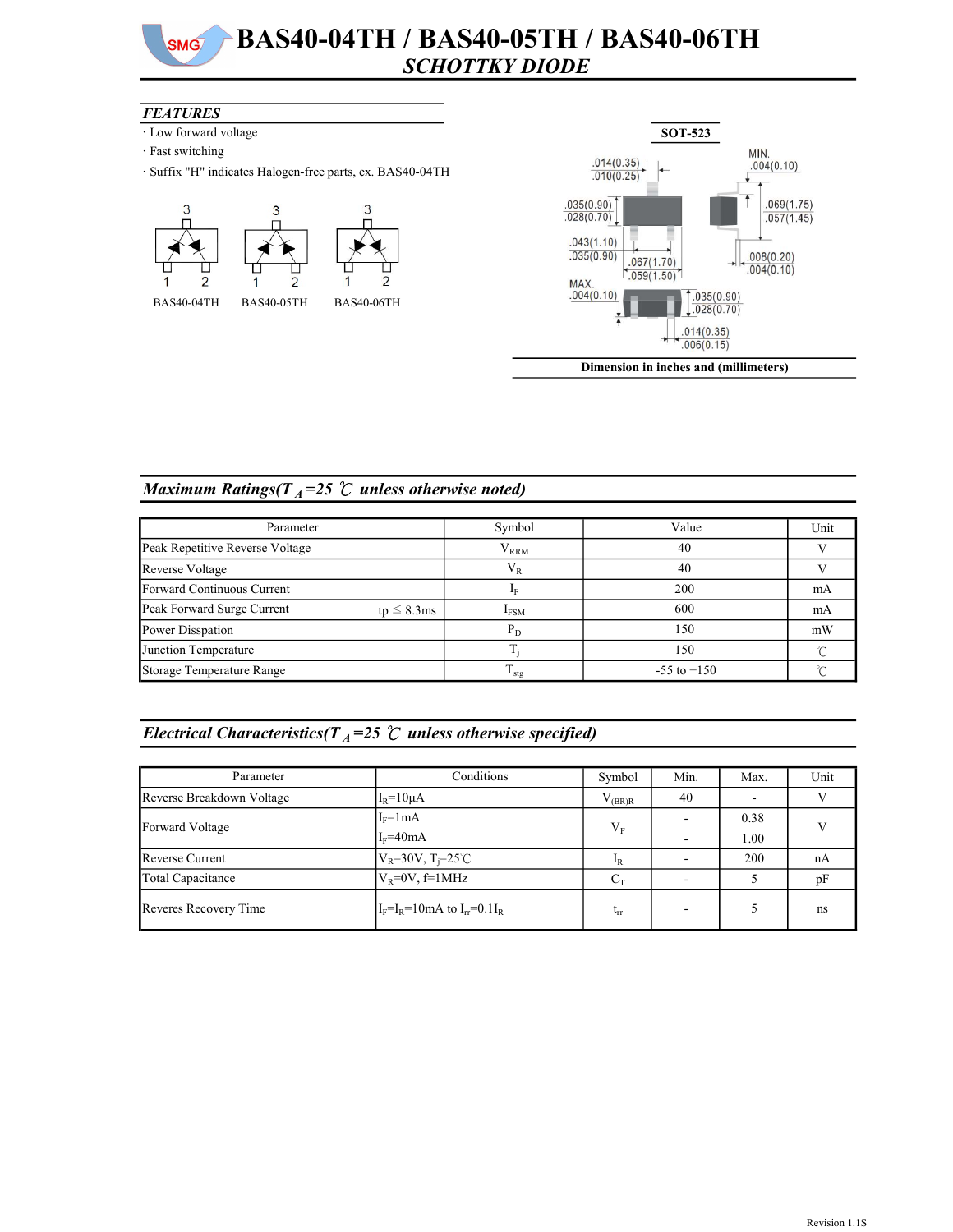# BAS40-04TH / BAS40-05TH / BAS40-06TH

## SCHOTTKY DIODE

### FEATURES

- Low forward voltage
- Fast switching
- Suffix "H" indicates Halogen-free parts, ex. BAS40-04TH

BAS40-04TH BAS40-05TH BAS40-06TH

SOT-523

Dimension in inches and (millimeters)

### Maximum Ratings($T_A$=25 ℃ unless otherwise noted)

| Parameter | Symbol | Value | Unit |
|---|---|---|---|
| Peak Repetitive Reverse Voltage | $V_{RRM}$ | 40 | V |
| Reverse Voltage | $V_R$ | 40 | V |
| Forward Continuous Current | $I_F$ | 200 | mA |
| Peak Forward Surge Current tp ≤ 8.3ms | $I_{FSM}$ | 600 | mA |
| Power Disspation | $P_D$ | 150 | mW |
| Junction Temperature | $T_j$ | 150 | ℃ |
| Storage Temperature Range | $T_{stg}$ | -55 to +150 | ℃ |

### Electrical Characteristics($T_A$=25 ℃ unless otherwise specified)

| Parameter | Conditions | Symbol | Min. | Max. | Unit |
|---|---|---|---|---|---|
| Reverse Breakdown Voltage | $I_R$=10μA | $V_{(BR)R}$ | 40 | - | V |
| Forward Voltage | $I_F$=1mA | $V_F$ | - | 0.38 | V |
| | $I_F$=40mA | | - | 1.00 | |
| Reverse Current | $V_R$=30V, $T_j$=25℃ | $I_R$ | - | 200 | nA |
| Total Capacitance | $V_R$=0V, f=1MHz | $C_T$ | - | 5 | pF |
| Reveres Recovery Time | $I_F$=$I_R$=10mA to $I_{rr}$=0.1$I_R$ | $t_{rr}$ | - | 5 | ns |

Revision 1.1S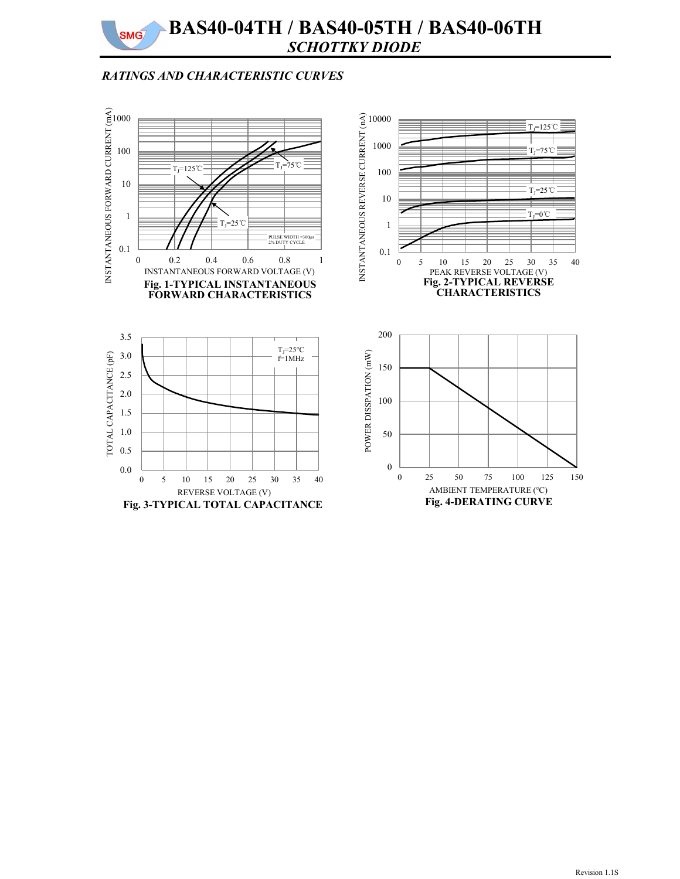## RATINGS AND CHARACTERISTIC CURVES

Fig. 1-TYPICAL INSTANTANEOUS FORWARD CHARACTERISTICS

Fig. 2-TYPICAL REVERSE CHARACTERISTICS

Fig. 3-TYPICAL TOTAL CAPACITANCE

Fig. 4-DERATING CURVE

Revision 1.1S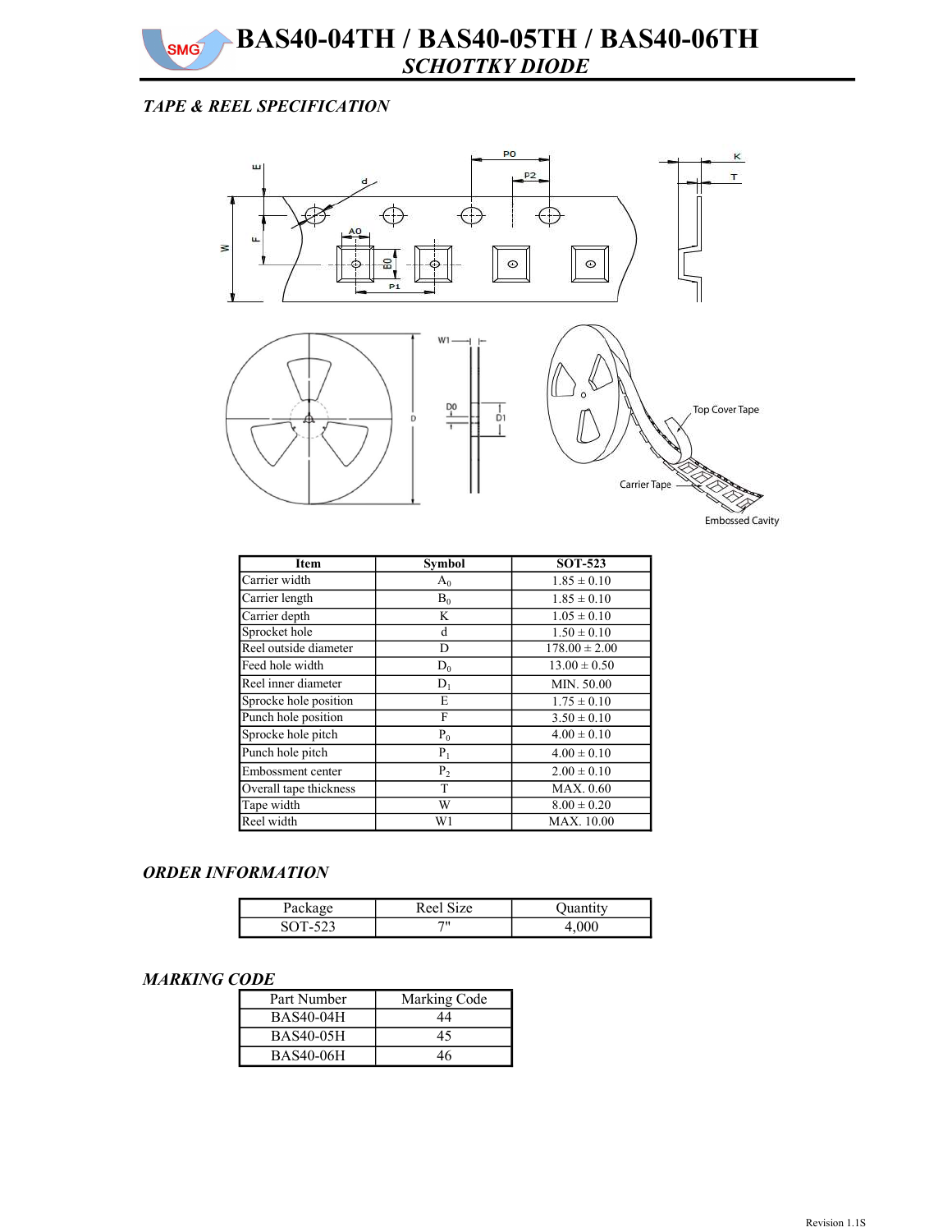# BAS40-04TH / BAS40-05TH / BAS40-06TH

## *SCHOTTKY DIODE*

### *TAPE & REEL SPECIFICATION*

| Item | Symbol | SOT-523 |
|---|---|---|
| Carrier width | $A_0$ | 1.85 ± 0.10 |
| Carrier length | $B_0$ | 1.85 ± 0.10 |
| Carrier depth | K | 1.05 ± 0.10 |
| Sprocket hole | d | 1.50 ± 0.10 |
| Reel outside diameter | D | 178.00 ± 2.00 |
| Feed hole width | $D_0$ | 13.00 ± 0.50 |
| Reel inner diameter | $D_1$ | MIN. 50.00 |
| Sprocke hole position | E | 1.75 ± 0.10 |
| Punch hole position | F | 3.50 ± 0.10 |
| Sprocke hole pitch | $P_0$ | 4.00 ± 0.10 |
| Punch hole pitch | $P_1$ | 4.00 ± 0.10 |
| Embossment center | $P_2$ | 2.00 ± 0.10 |
| Overall tape thickness | T | MAX. 0.60 |
| Tape width | W | 8.00 ± 0.20 |
| Reel width | W1 | MAX. 10.00 |

### *ORDER INFORMATION*

| Package | Reel Size | Quantity |
|---|---|---|
| SOT-523 | 7" | 4,000 |

### *MARKING CODE*

| Part Number | Marking Code |
|---|---|
| BAS40-04H | 44 |
| BAS40-05H | 45 |
| BAS40-06H | 46 |

Revision 1.1S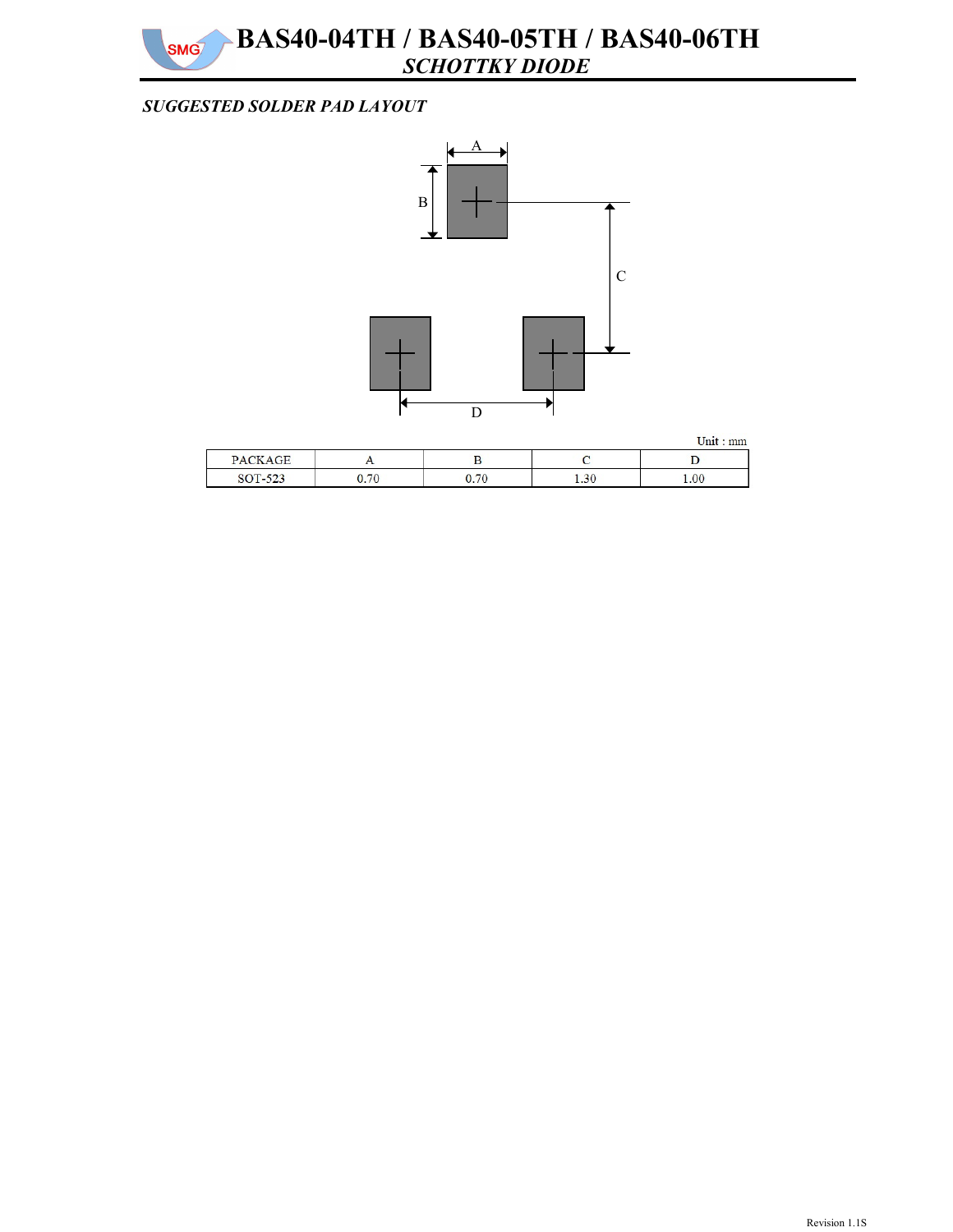## SUGGESTED SOLDER PAD LAYOUT

A

B

C

D

Unit : mm

| PACKAGE | A | B | C | D |
| --- | --- | --- | --- | --- |
| SOT-523 | 0.70 | 0.70 | 1.30 | 1.00 |